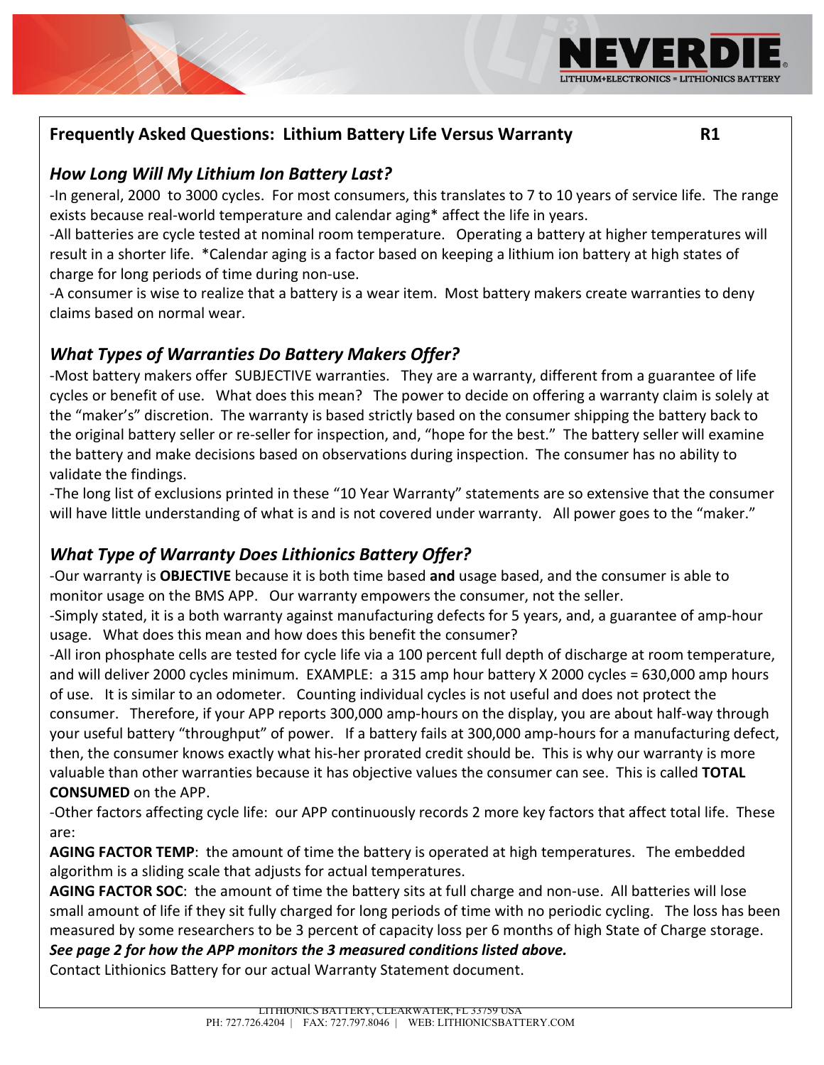NEVERDIE
LITHIUM+ELECTRONICS = LITHIONICS BATTERY

## Frequently Asked Questions: Lithium Battery Life Versus Warranty R1

### *How Long Will My Lithium Ion Battery Last?*

-In general, 2000 to 3000 cycles. For most consumers, this translates to 7 to 10 years of service life. The range exists because real-world temperature and calendar aging* affect the life in years.

-All batteries are cycle tested at nominal room temperature. Operating a battery at higher temperatures will result in a shorter life. *Calendar aging is a factor based on keeping a lithium ion battery at high states of charge for long periods of time during non-use.

-A consumer is wise to realize that a battery is a wear item. Most battery makers create warranties to deny claims based on normal wear.

### *What Types of Warranties Do Battery Makers Offer?*

-Most battery makers offer SUBJECTIVE warranties. They are a warranty, different from a guarantee of life cycles or benefit of use. What does this mean? The power to decide on offering a warranty claim is solely at the "maker's" discretion. The warranty is based strictly based on the consumer shipping the battery back to the original battery seller or re-seller for inspection, and, "hope for the best." The battery seller will examine the battery and make decisions based on observations during inspection. The consumer has no ability to validate the findings.

-The long list of exclusions printed in these "10 Year Warranty" statements are so extensive that the consumer will have little understanding of what is and is not covered under warranty. All power goes to the "maker."

### *What Type of Warranty Does Lithionics Battery Offer?*

-Our warranty is **OBJECTIVE** because it is both time based **and** usage based, and the consumer is able to monitor usage on the BMS APP. Our warranty empowers the consumer, not the seller.

-Simply stated, it is a both warranty against manufacturing defects for 5 years, and, a guarantee of amp-hour usage. What does this mean and how does this benefit the consumer?

-All iron phosphate cells are tested for cycle life via a 100 percent full depth of discharge at room temperature, and will deliver 2000 cycles minimum. EXAMPLE: a 315 amp hour battery X 2000 cycles = 630,000 amp hours of use. It is similar to an odometer. Counting individual cycles is not useful and does not protect the consumer. Therefore, if your APP reports 300,000 amp-hours on the display, you are about half-way through your useful battery "throughput" of power. If a battery fails at 300,000 amp-hours for a manufacturing defect, then, the consumer knows exactly what his-her prorated credit should be. This is why our warranty is more valuable than other warranties because it has objective values the consumer can see. This is called **TOTAL CONSUMED** on the APP.

-Other factors affecting cycle life: our APP continuously records 2 more key factors that affect total life. These are:

**AGING FACTOR TEMP**: the amount of time the battery is operated at high temperatures. The embedded algorithm is a sliding scale that adjusts for actual temperatures.

**AGING FACTOR SOC**: the amount of time the battery sits at full charge and non-use. All batteries will lose small amount of life if they sit fully charged for long periods of time with no periodic cycling. The loss has been measured by some researchers to be 3 percent of capacity loss per 6 months of high State of Charge storage.

***See page 2 for how the APP monitors the 3 measured conditions listed above.***

Contact Lithionics Battery for our actual Warranty Statement document.

LITHIONICS BATTERY, CLEARWATER, FL 33759 USA
PH: 727.726.4204 | FAX: 727.797.8046 | WEB: LITHIONICSBATTERY.COM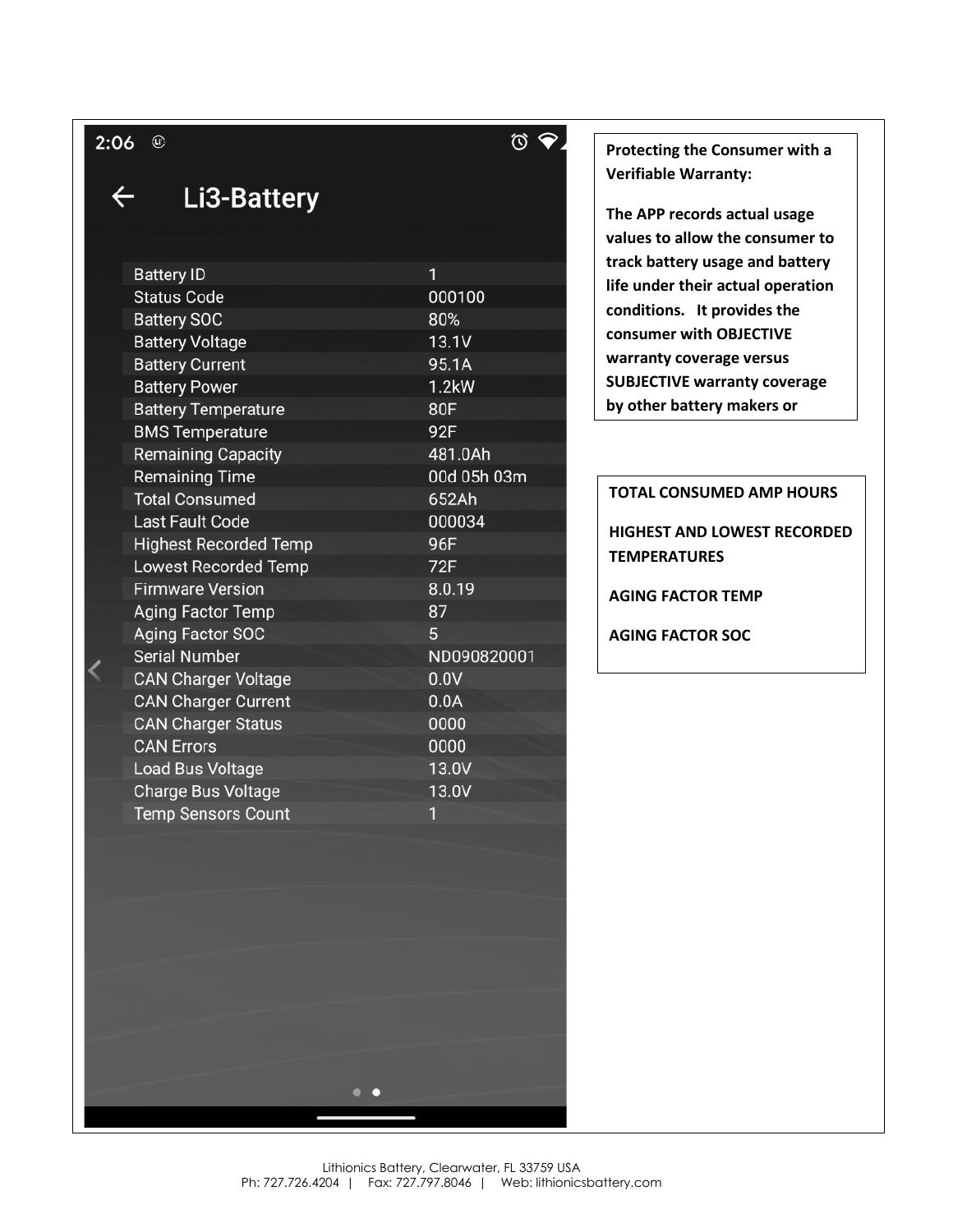2:06

# Li3-Battery

| | |
|---|---|
| Battery ID | 1 |
| Status Code | 000100 |
| Battery SOC | 80% |
| Battery Voltage | 13.1V |
| Battery Current | 95.1A |
| Battery Power | 1.2kW |
| Battery Temperature | 80F |
| BMS Temperature | 92F |
| Remaining Capacity | 481.0Ah |
| Remaining Time | 00d 05h 03m |
| Total Consumed | 652Ah |
| Last Fault Code | 000034 |
| Highest Recorded Temp | 96F |
| Lowest Recorded Temp | 72F |
| Firmware Version | 8.0.19 |
| Aging Factor Temp | 87 |
| Aging Factor SOC | 5 |
| Serial Number | ND090820001 |
| CAN Charger Voltage | 0.0V |
| CAN Charger Current | 0.0A |
| CAN Charger Status | 0000 |
| CAN Errors | 0000 |
| Load Bus Voltage | 13.0V |
| Charge Bus Voltage | 13.0V |
| Temp Sensors Count | 1 |

**Protecting the Consumer with a Verifiable Warranty:**

**The APP records actual usage values to allow the consumer to track battery usage and battery life under their actual operation conditions. It provides the consumer with OBJECTIVE warranty coverage versus SUBJECTIVE warranty coverage by other battery makers or**

**TOTAL CONSUMED AMP HOURS**

**HIGHEST AND LOWEST RECORDED TEMPERATURES**

**AGING FACTOR TEMP**

**AGING FACTOR SOC**

Lithionics Battery, Clearwater, FL 33759 USA
Ph: 727.726.4204 | Fax: 727.797.8046 | Web: lithionicsbattery.com